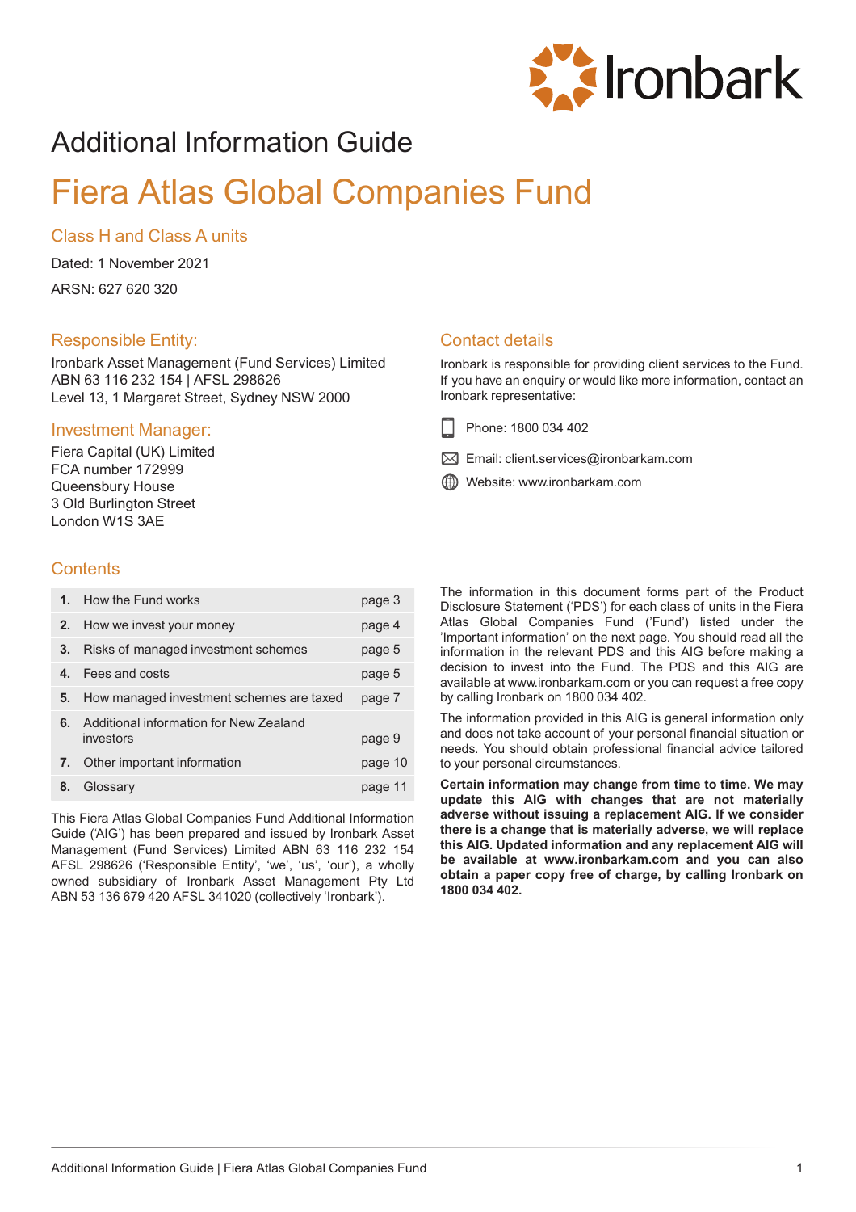# Additional Information Guide

# Fiera Atlas Global Companies Fund

## Class H and Class A units

Dated: 1 November 2021

ARSN: 627 620 320

## Responsible Entity:

Ironbark Asset Management (Fund Services) Limited
ABN 63 116 232 154 | AFSL 298626
Level 13, 1 Margaret Street, Sydney NSW 2000

## Investment Manager:

Fiera Capital (UK) Limited
FCA number 172999
Queensbury House
3 Old Burlington Street
London W1S 3AE

## Contact details

Ironbark is responsible for providing client services to the Fund. If you have an enquiry or would like more information, contact an Ironbark representative:

Phone: 1800 034 402

Email: client.services@ironbarkam.com

Website: www.ironbarkam.com

## Contents

| | | |
|---|---|---|
| **1.** | How the Fund works | page 3 |
| **2.** | How we invest your money | page 4 |
| **3.** | Risks of managed investment schemes | page 5 |
| **4.** | Fees and costs | page 5 |
| **5.** | How managed investment schemes are taxed | page 7 |
| **6.** | Additional information for New Zealand investors | page 9 |
| **7.** | Other important information | page 10 |
| **8.** | Glossary | page 11 |

This Fiera Atlas Global Companies Fund Additional Information Guide ('AIG') has been prepared and issued by Ironbark Asset Management (Fund Services) Limited ABN 63 116 232 154 AFSL 298626 ('Responsible Entity', 'we', 'us', 'our'), a wholly owned subsidiary of Ironbark Asset Management Pty Ltd ABN 53 136 679 420 AFSL 341020 (collectively 'Ironbark').

The information in this document forms part of the Product Disclosure Statement ('PDS') for each class of units in the Fiera Atlas Global Companies Fund ('Fund') listed under the 'Important information' on the next page. You should read all the information in the relevant PDS and this AIG before making a decision to invest into the Fund. The PDS and this AIG are available at www.ironbarkam.com or you can request a free copy by calling Ironbark on 1800 034 402.

The information provided in this AIG is general information only and does not take account of your personal financial situation or needs. You should obtain professional financial advice tailored to your personal circumstances.

**Certain information may change from time to time. We may update this AIG with changes that are not materially adverse without issuing a replacement AIG. If we consider there is a change that is materially adverse, we will replace this AIG. Updated information and any replacement AIG will be available at www.ironbarkam.com and you can also obtain a paper copy free of charge, by calling Ironbark on 1800 034 402.**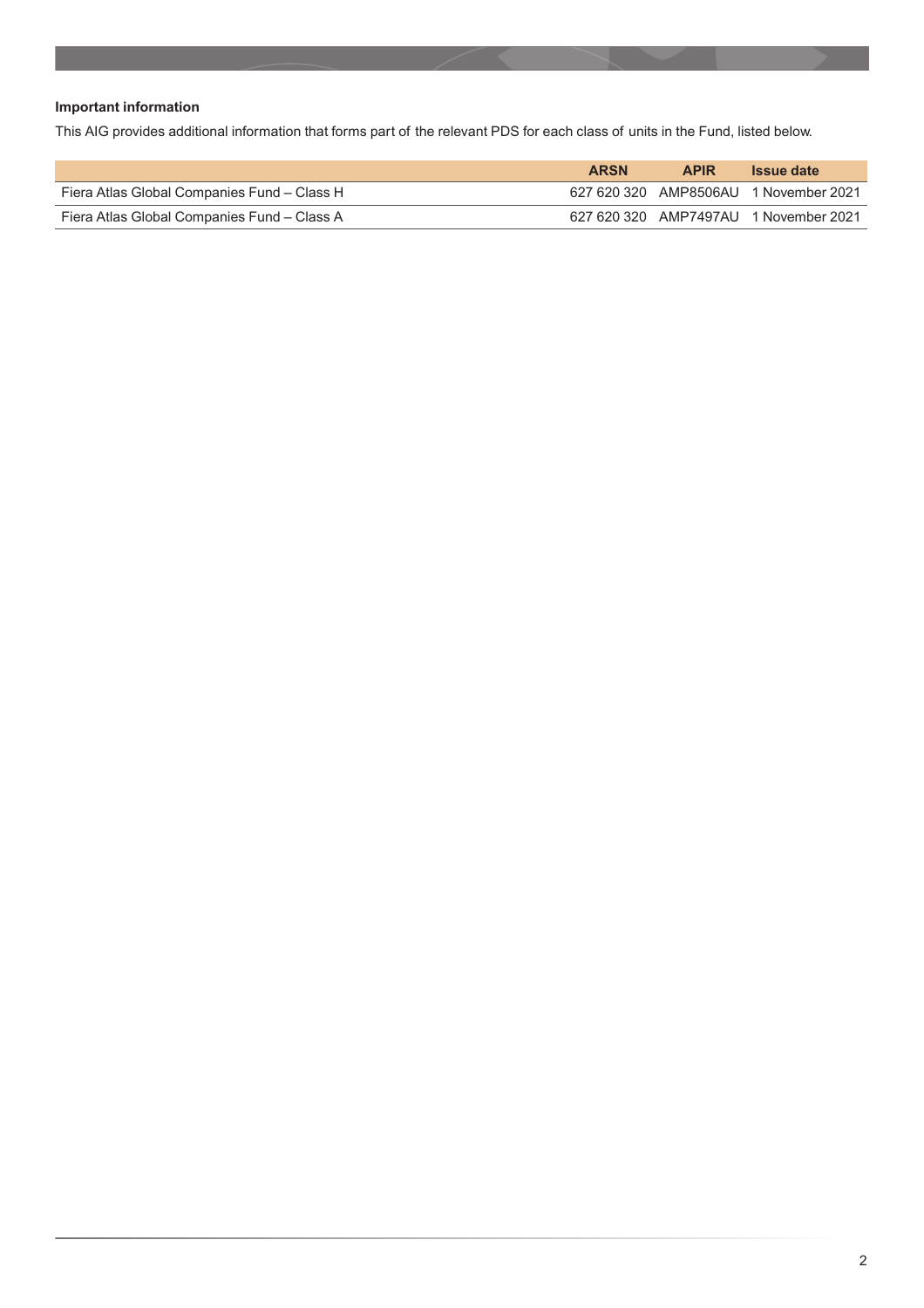**Important information**

This AIG provides additional information that forms part of the relevant PDS for each class of units in the Fund, listed below.

| | ARSN | APIR | Issue date |
|---|---|---|---|
| Fiera Atlas Global Companies Fund – Class H | 627 620 320 | AMP8506AU | 1 November 2021 |
| Fiera Atlas Global Companies Fund – Class A | 627 620 320 | AMP7497AU | 1 November 2021 |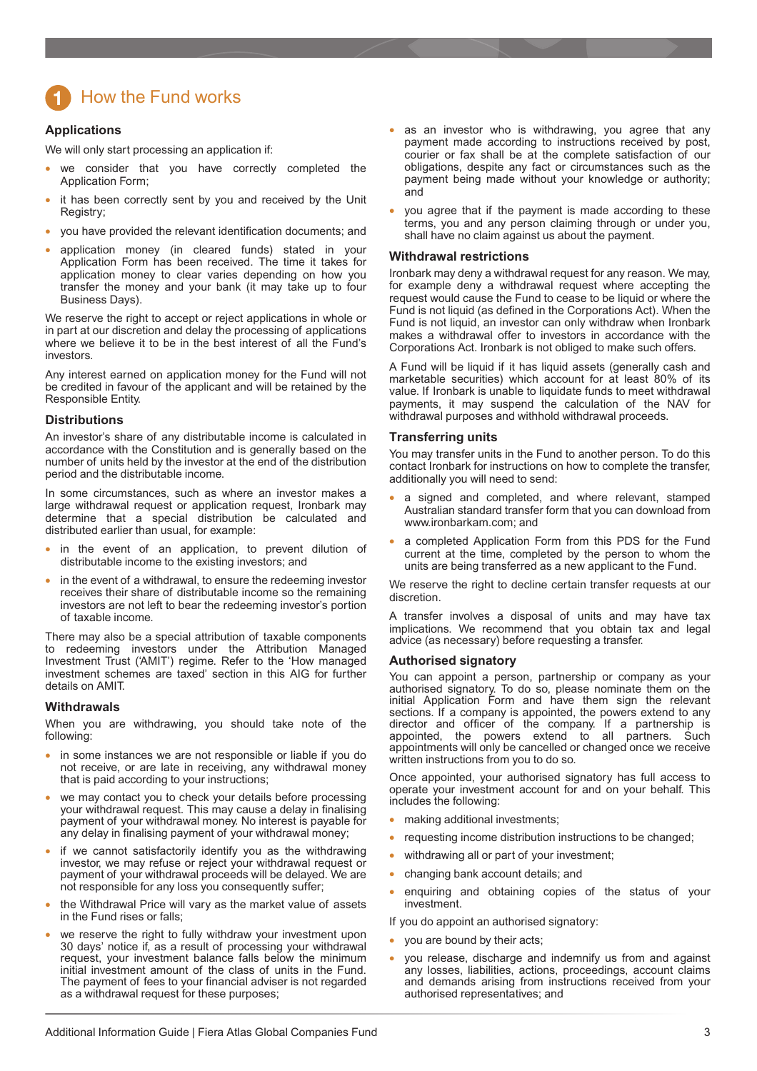# 1 How the Fund works

## Applications

We will only start processing an application if:

- we consider that you have correctly completed the Application Form;
- it has been correctly sent by you and received by the Unit Registry;
- you have provided the relevant identification documents; and
- application money (in cleared funds) stated in your Application Form has been received. The time it takes for application money to clear varies depending on how you transfer the money and your bank (it may take up to four Business Days).

We reserve the right to accept or reject applications in whole or in part at our discretion and delay the processing of applications where we believe it to be in the best interest of all the Fund's investors.

Any interest earned on application money for the Fund will not be credited in favour of the applicant and will be retained by the Responsible Entity.

## Distributions

An investor's share of any distributable income is calculated in accordance with the Constitution and is generally based on the number of units held by the investor at the end of the distribution period and the distributable income.

In some circumstances, such as where an investor makes a large withdrawal request or application request, Ironbark may determine that a special distribution be calculated and distributed earlier than usual, for example:

- in the event of an application, to prevent dilution of distributable income to the existing investors; and
- in the event of a withdrawal, to ensure the redeeming investor receives their share of distributable income so the remaining investors are not left to bear the redeeming investor's portion of taxable income.

There may also be a special attribution of taxable components to redeeming investors under the Attribution Managed Investment Trust ('AMIT') regime. Refer to the 'How managed investment schemes are taxed' section in this AIG for further details on AMIT.

## Withdrawals

When you are withdrawing, you should take note of the following:

- in some instances we are not responsible or liable if you do not receive, or are late in receiving, any withdrawal money that is paid according to your instructions;
- we may contact you to check your details before processing your withdrawal request. This may cause a delay in finalising payment of your withdrawal money. No interest is payable for any delay in finalising payment of your withdrawal money;
- if we cannot satisfactorily identify you as the withdrawing investor, we may refuse or reject your withdrawal request or payment of your withdrawal proceeds will be delayed. We are not responsible for any loss you consequently suffer;
- the Withdrawal Price will vary as the market value of assets in the Fund rises or falls;
- we reserve the right to fully withdraw your investment upon 30 days' notice if, as a result of processing your withdrawal request, your investment balance falls below the minimum initial investment amount of the class of units in the Fund. The payment of fees to your financial adviser is not regarded as a withdrawal request for these purposes;
- as an investor who is withdrawing, you agree that any payment made according to instructions received by post, courier or fax shall be at the complete satisfaction of our obligations, despite any fact or circumstances such as the payment being made without your knowledge or authority; and
- you agree that if the payment is made according to these terms, you and any person claiming through or under you, shall have no claim against us about the payment.

## Withdrawal restrictions

Ironbark may deny a withdrawal request for any reason. We may, for example deny a withdrawal request where accepting the request would cause the Fund to cease to be liquid or where the Fund is not liquid (as defined in the Corporations Act). When the Fund is not liquid, an investor can only withdraw when Ironbark makes a withdrawal offer to investors in accordance with the Corporations Act. Ironbark is not obliged to make such offers.

A Fund will be liquid if it has liquid assets (generally cash and marketable securities) which account for at least 80% of its value. If Ironbark is unable to liquidate funds to meet withdrawal payments, it may suspend the calculation of the NAV for withdrawal purposes and withhold withdrawal proceeds.

## Transferring units

You may transfer units in the Fund to another person. To do this contact Ironbark for instructions on how to complete the transfer, additionally you will need to send:

- a signed and completed, and where relevant, stamped Australian standard transfer form that you can download from www.ironbarkam.com; and
- a completed Application Form from this PDS for the Fund current at the time, completed by the person to whom the units are being transferred as a new applicant to the Fund.

We reserve the right to decline certain transfer requests at our discretion.

A transfer involves a disposal of units and may have tax implications. We recommend that you obtain tax and legal advice (as necessary) before requesting a transfer.

## Authorised signatory

You can appoint a person, partnership or company as your authorised signatory. To do so, please nominate them on the initial Application Form and have them sign the relevant sections. If a company is appointed, the powers extend to any director and officer of the company. If a partnership is appointed, the powers extend to all partners. Such appointments will only be cancelled or changed once we receive written instructions from you to do so.

Once appointed, your authorised signatory has full access to operate your investment account for and on your behalf. This includes the following:

- making additional investments;
- requesting income distribution instructions to be changed;
- withdrawing all or part of your investment;
- changing bank account details; and
- enquiring and obtaining copies of the status of your investment.

If you do appoint an authorised signatory:

- you are bound by their acts;
- you release, discharge and indemnify us from and against any losses, liabilities, actions, proceedings, account claims and demands arising from instructions received from your authorised representatives; and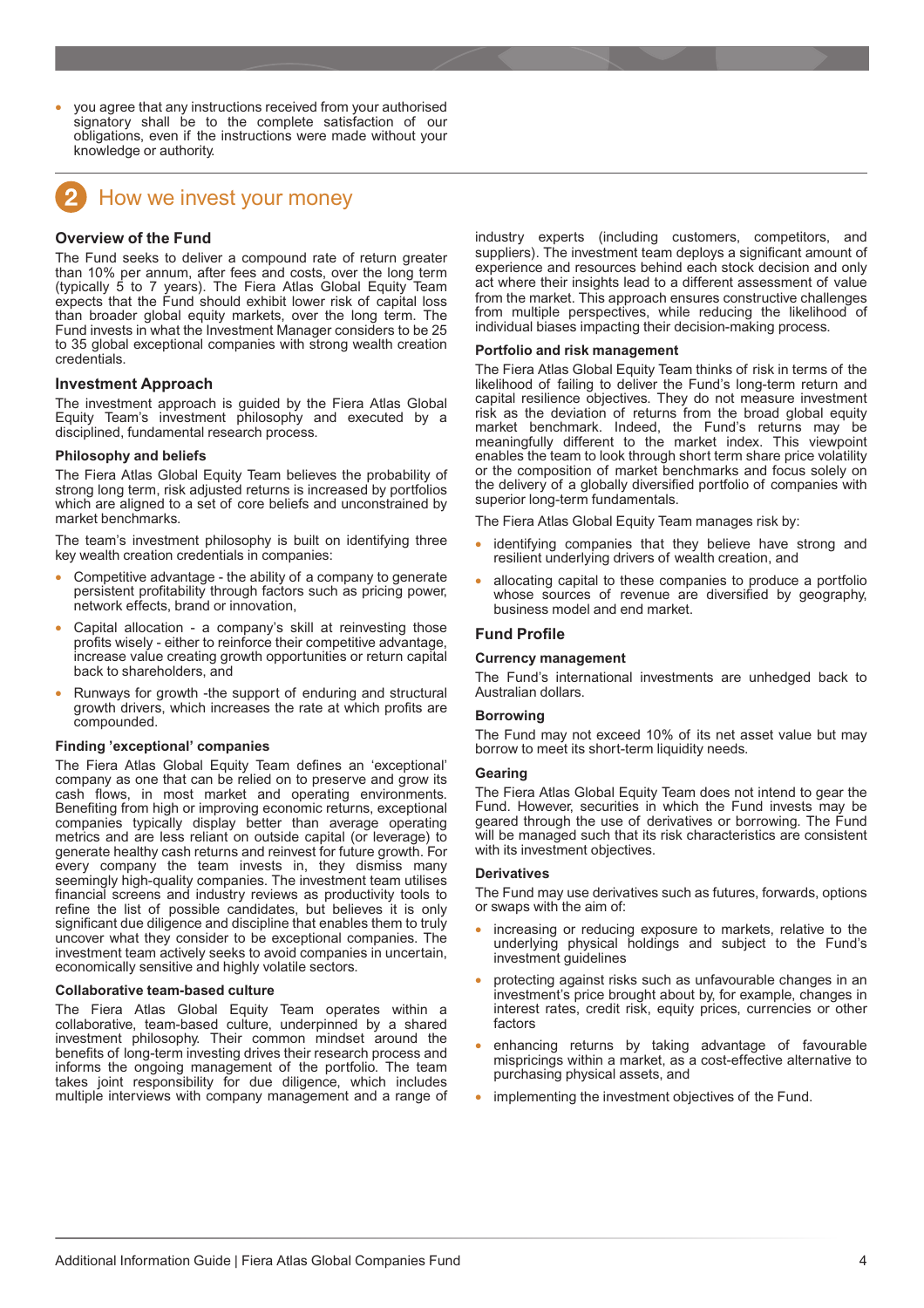- you agree that any instructions received from your authorised signatory shall be to the complete satisfaction of our obligations, even if the instructions were made without your knowledge or authority.

# 2 How we invest your money

## Overview of the Fund

The Fund seeks to deliver a compound rate of return greater than 10% per annum, after fees and costs, over the long term (typically 5 to 7 years). The Fiera Atlas Global Equity Team expects that the Fund should exhibit lower risk of capital loss than broader global equity markets, over the long term. The Fund invests in what the Investment Manager considers to be 25 to 35 global exceptional companies with strong wealth creation credentials.

## Investment Approach

The investment approach is guided by the Fiera Atlas Global Equity Team's investment philosophy and executed by a disciplined, fundamental research process.

### Philosophy and beliefs

The Fiera Atlas Global Equity Team believes the probability of strong long term, risk adjusted returns is increased by portfolios which are aligned to a set of core beliefs and unconstrained by market benchmarks.

The team's investment philosophy is built on identifying three key wealth creation credentials in companies:

- Competitive advantage - the ability of a company to generate persistent profitability through factors such as pricing power, network effects, brand or innovation,
- Capital allocation - a company's skill at reinvesting those profits wisely - either to reinforce their competitive advantage, increase value creating growth opportunities or return capital back to shareholders, and
- Runways for growth -the support of enduring and structural growth drivers, which increases the rate at which profits are compounded.

### Finding 'exceptional' companies

The Fiera Atlas Global Equity Team defines an 'exceptional' company as one that can be relied on to preserve and grow its cash flows, in most market and operating environments. Benefiting from high or improving economic returns, exceptional companies typically display better than average operating metrics and are less reliant on outside capital (or leverage) to generate healthy cash returns and reinvest for future growth. For every company the team invests in, they dismiss many seemingly high-quality companies. The investment team utilises financial screens and industry reviews as productivity tools to refine the list of possible candidates, but believes it is only significant due diligence and discipline that enables them to truly uncover what they consider to be exceptional companies. The investment team actively seeks to avoid companies in uncertain, economically sensitive and highly volatile sectors.

### Collaborative team-based culture

The Fiera Atlas Global Equity Team operates within a collaborative, team-based culture, underpinned by a shared investment philosophy. Their common mindset around the benefits of long-term investing drives their research process and informs the ongoing management of the portfolio. The team takes joint responsibility for due diligence, which includes multiple interviews with company management and a range of industry experts (including customers, competitors, and suppliers). The investment team deploys a significant amount of experience and resources behind each stock decision and only act where their insights lead to a different assessment of value from the market. This approach ensures constructive challenges from multiple perspectives, while reducing the likelihood of individual biases impacting their decision-making process.

### Portfolio and risk management

The Fiera Atlas Global Equity Team thinks of risk in terms of the likelihood of failing to deliver the Fund's long-term return and capital resilience objectives. They do not measure investment risk as the deviation of returns from the broad global equity market benchmark. Indeed, the Fund's returns may be meaningfully different to the market index. This viewpoint enables the team to look through short term share price volatility or the composition of market benchmarks and focus solely on the delivery of a globally diversified portfolio of companies with superior long-term fundamentals.

The Fiera Atlas Global Equity Team manages risk by:

- identifying companies that they believe have strong and resilient underlying drivers of wealth creation, and
- allocating capital to these companies to produce a portfolio whose sources of revenue are diversified by geography, business model and end market.

## Fund Profile

### Currency management

The Fund's international investments are unhedged back to Australian dollars.

### Borrowing

The Fund may not exceed 10% of its net asset value but may borrow to meet its short-term liquidity needs.

### Gearing

The Fiera Atlas Global Equity Team does not intend to gear the Fund. However, securities in which the Fund invests may be geared through the use of derivatives or borrowing. The Fund will be managed such that its risk characteristics are consistent with its investment objectives.

### Derivatives

The Fund may use derivatives such as futures, forwards, options or swaps with the aim of:

- increasing or reducing exposure to markets, relative to the underlying physical holdings and subject to the Fund's investment guidelines
- protecting against risks such as unfavourable changes in an investment's price brought about by, for example, changes in interest rates, credit risk, equity prices, currencies or other factors
- enhancing returns by taking advantage of favourable mispricings within a market, as a cost-effective alternative to purchasing physical assets, and
- implementing the investment objectives of the Fund.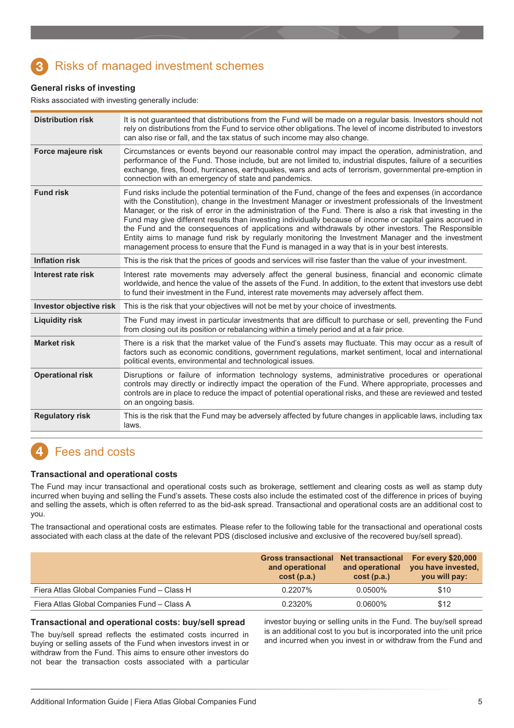## 3 Risks of managed investment schemes

### General risks of investing

Risks associated with investing generally include:

| | |
|---|---|
| **Distribution risk** | It is not guaranteed that distributions from the Fund will be made on a regular basis. Investors should not rely on distributions from the Fund to service other obligations. The level of income distributed to investors can also rise or fall, and the tax status of such income may also change. |
| **Force majeure risk** | Circumstances or events beyond our reasonable control may impact the operation, administration, and performance of the Fund. Those include, but are not limited to, industrial disputes, failure of a securities exchange, fires, flood, hurricanes, earthquakes, wars and acts of terrorism, governmental pre-emption in connection with an emergency of state and pandemics. |
| **Fund risk** | Fund risks include the potential termination of the Fund, change of the fees and expenses (in accordance with the Constitution), change in the Investment Manager or investment professionals of the Investment Manager, or the risk of error in the administration of the Fund. There is also a risk that investing in the Fund may give different results than investing individually because of income or capital gains accrued in the Fund and the consequences of applications and withdrawals by other investors. The Responsible Entity aims to manage fund risk by regularly monitoring the Investment Manager and the investment management process to ensure that the Fund is managed in a way that is in your best interests. |
| **Inflation risk** | This is the risk that the prices of goods and services will rise faster than the value of your investment. |
| **Interest rate risk** | Interest rate movements may adversely affect the general business, financial and economic climate worldwide, and hence the value of the assets of the Fund. In addition, to the extent that investors use debt to fund their investment in the Fund, interest rate movements may adversely affect them. |
| **Investor objective risk** | This is the risk that your objectives will not be met by your choice of investments. |
| **Liquidity risk** | The Fund may invest in particular investments that are difficult to purchase or sell, preventing the Fund from closing out its position or rebalancing within a timely period and at a fair price. |
| **Market risk** | There is a risk that the market value of the Fund's assets may fluctuate. This may occur as a result of factors such as economic conditions, government regulations, market sentiment, local and international political events, environmental and technological issues. |
| **Operational risk** | Disruptions or failure of information technology systems, administrative procedures or operational controls may directly or indirectly impact the operation of the Fund. Where appropriate, processes and controls are in place to reduce the impact of potential operational risks, and these are reviewed and tested on an ongoing basis. |
| **Regulatory risk** | This is the risk that the Fund may be adversely affected by future changes in applicable laws, including tax laws. |

## 4 Fees and costs

### Transactional and operational costs

The Fund may incur transactional and operational costs such as brokerage, settlement and clearing costs as well as stamp duty incurred when buying and selling the Fund's assets. These costs also include the estimated cost of the difference in prices of buying and selling the assets, which is often referred to as the bid-ask spread. Transactional and operational costs are an additional cost to you.

The transactional and operational costs are estimates. Please refer to the following table for the transactional and operational costs associated with each class at the date of the relevant PDS (disclosed inclusive and exclusive of the recovered buy/sell spread).

| | Gross transactional and operational cost (p.a.) | Net transactional and operational cost (p.a.) | For every $20,000 you have invested, you will pay: |
|---|---|---|---|
| Fiera Atlas Global Companies Fund – Class H | 0.2207% | 0.0500% | $10 |
| Fiera Atlas Global Companies Fund – Class A | 0.2320% | 0.0600% | $12 |

### Transactional and operational costs: buy/sell spread

The buy/sell spread reflects the estimated costs incurred in buying or selling assets of the Fund when investors invest in or withdraw from the Fund. This aims to ensure other investors do not bear the transaction costs associated with a particular investor buying or selling units in the Fund. The buy/sell spread is an additional cost to you but is incorporated into the unit price and incurred when you invest in or withdraw from the Fund and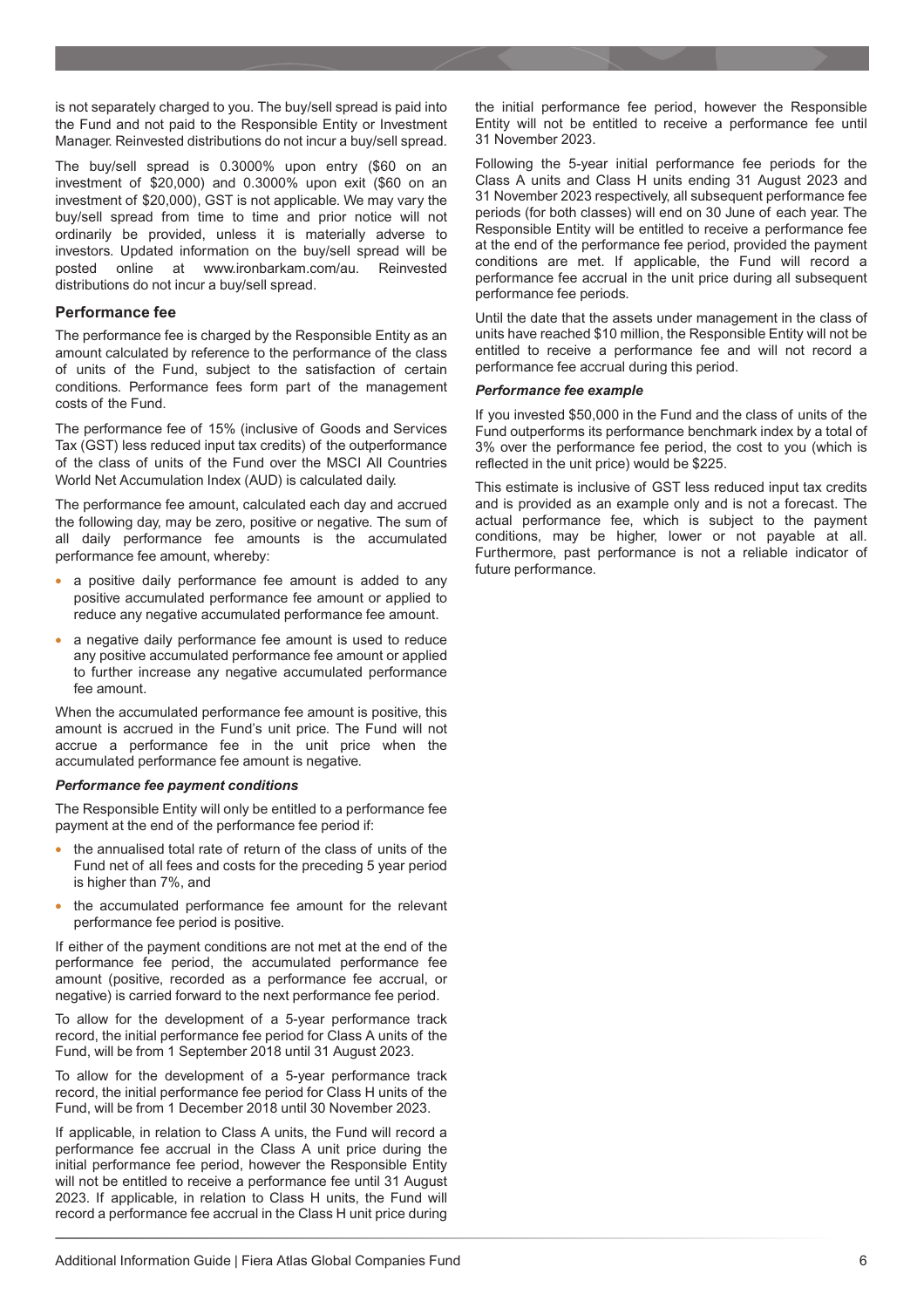is not separately charged to you. The buy/sell spread is paid into the Fund and not paid to the Responsible Entity or Investment Manager. Reinvested distributions do not incur a buy/sell spread.

The buy/sell spread is 0.3000% upon entry ($60 on an investment of $20,000) and 0.3000% upon exit ($60 on an investment of $20,000), GST is not applicable. We may vary the buy/sell spread from time to time and prior notice will not ordinarily be provided, unless it is materially adverse to investors. Updated information on the buy/sell spread will be posted online at www.ironbarkam.com/au. Reinvested distributions do not incur a buy/sell spread.

### Performance fee

The performance fee is charged by the Responsible Entity as an amount calculated by reference to the performance of the class of units of the Fund, subject to the satisfaction of certain conditions. Performance fees form part of the management costs of the Fund.

The performance fee of 15% (inclusive of Goods and Services Tax (GST) less reduced input tax credits) of the outperformance of the class of units of the Fund over the MSCI All Countries World Net Accumulation Index (AUD) is calculated daily.

The performance fee amount, calculated each day and accrued the following day, may be zero, positive or negative. The sum of all daily performance fee amounts is the accumulated performance fee amount, whereby:

- a positive daily performance fee amount is added to any positive accumulated performance fee amount or applied to reduce any negative accumulated performance fee amount.
- a negative daily performance fee amount is used to reduce any positive accumulated performance fee amount or applied to further increase any negative accumulated performance fee amount.

When the accumulated performance fee amount is positive, this amount is accrued in the Fund's unit price. The Fund will not accrue a performance fee in the unit price when the accumulated performance fee amount is negative.

#### *Performance fee payment conditions*

The Responsible Entity will only be entitled to a performance fee payment at the end of the performance fee period if:

- the annualised total rate of return of the class of units of the Fund net of all fees and costs for the preceding 5 year period is higher than 7%, and
- the accumulated performance fee amount for the relevant performance fee period is positive.

If either of the payment conditions are not met at the end of the performance fee period, the accumulated performance fee amount (positive, recorded as a performance fee accrual, or negative) is carried forward to the next performance fee period.

To allow for the development of a 5-year performance track record, the initial performance fee period for Class A units of the Fund, will be from 1 September 2018 until 31 August 2023.

To allow for the development of a 5-year performance track record, the initial performance fee period for Class H units of the Fund, will be from 1 December 2018 until 30 November 2023.

If applicable, in relation to Class A units, the Fund will record a performance fee accrual in the Class A unit price during the initial performance fee period, however the Responsible Entity will not be entitled to receive a performance fee until 31 August 2023. If applicable, in relation to Class H units, the Fund will record a performance fee accrual in the Class H unit price during the initial performance fee period, however the Responsible Entity will not be entitled to receive a performance fee until 31 November 2023.

Following the 5-year initial performance fee periods for the Class A units and Class H units ending 31 August 2023 and 31 November 2023 respectively, all subsequent performance fee periods (for both classes) will end on 30 June of each year. The Responsible Entity will be entitled to receive a performance fee at the end of the performance fee period, provided the payment conditions are met. If applicable, the Fund will record a performance fee accrual in the unit price during all subsequent performance fee periods.

Until the date that the assets under management in the class of units have reached $10 million, the Responsible Entity will not be entitled to receive a performance fee and will not record a performance fee accrual during this period.

#### *Performance fee example*

If you invested $50,000 in the Fund and the class of units of the Fund outperforms its performance benchmark index by a total of 3% over the performance fee period, the cost to you (which is reflected in the unit price) would be $225.

This estimate is inclusive of GST less reduced input tax credits and is provided as an example only and is not a forecast. The actual performance fee, which is subject to the payment conditions, may be higher, lower or not payable at all. Furthermore, past performance is not a reliable indicator of future performance.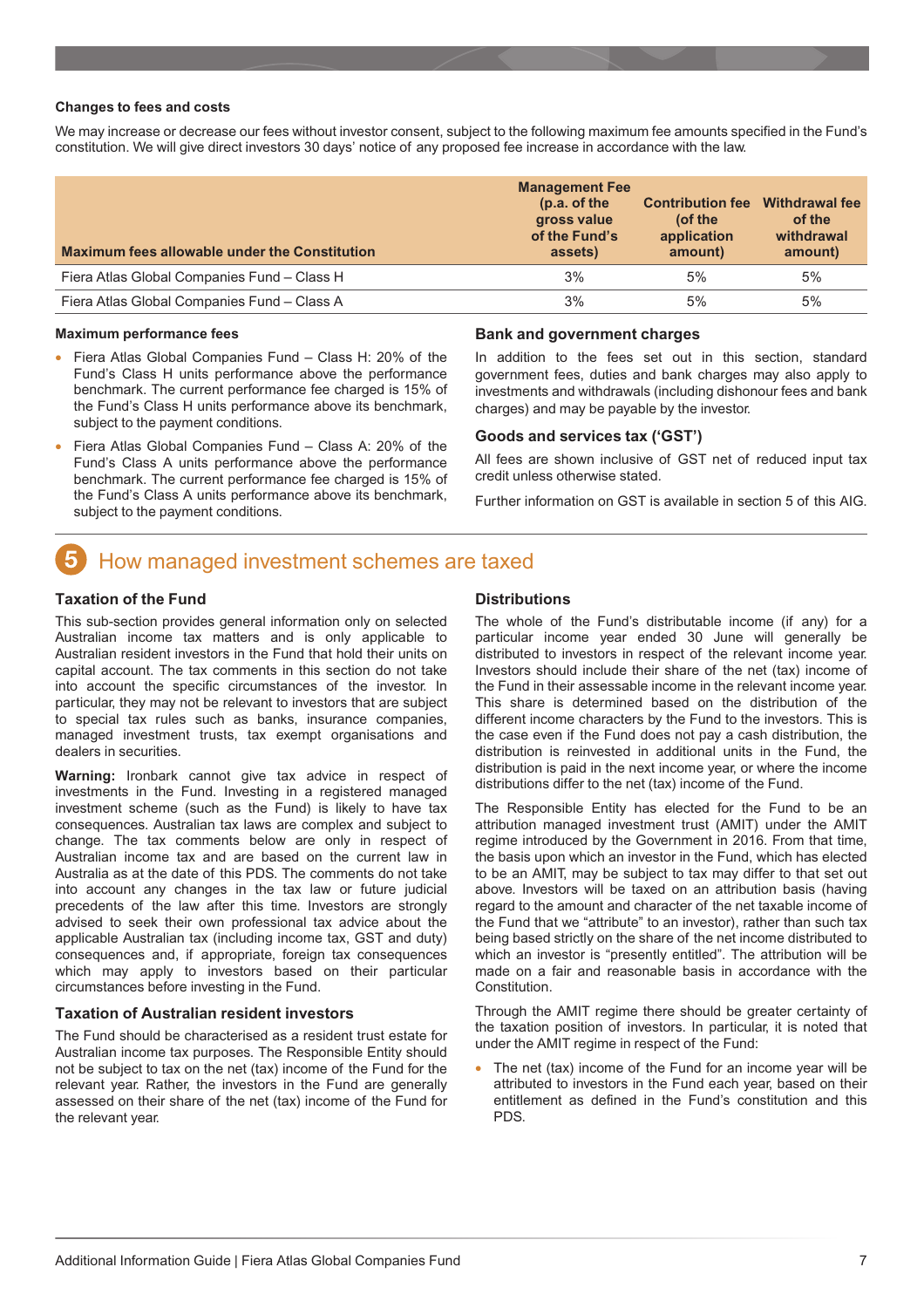### Changes to fees and costs

We may increase or decrease our fees without investor consent, subject to the following maximum fee amounts specified in the Fund's constitution. We will give direct investors 30 days' notice of any proposed fee increase in accordance with the law.

| Maximum fees allowable under the Constitution | Management Fee (p.a. of the gross value of the Fund's assets) | Contribution fee (of the application amount) | Withdrawal fee of the withdrawal amount) |
|---|---|---|---|
| Fiera Atlas Global Companies Fund – Class H | 3% | 5% | 5% |
| Fiera Atlas Global Companies Fund – Class A | 3% | 5% | 5% |

#### Maximum performance fees

- Fiera Atlas Global Companies Fund – Class H: 20% of the Fund's Class H units performance above the performance benchmark. The current performance fee charged is 15% of the Fund's Class H units performance above its benchmark, subject to the payment conditions.
- Fiera Atlas Global Companies Fund – Class A: 20% of the Fund's Class A units performance above the performance benchmark. The current performance fee charged is 15% of the Fund's Class A units performance above its benchmark, subject to the payment conditions.

### Bank and government charges

In addition to the fees set out in this section, standard government fees, duties and bank charges may also apply to investments and withdrawals (including dishonour fees and bank charges) and may be payable by the investor.

### Goods and services tax ('GST')

All fees are shown inclusive of GST net of reduced input tax credit unless otherwise stated.

Further information on GST is available in section 5 of this AIG.

## 5 How managed investment schemes are taxed

### Taxation of the Fund

This sub-section provides general information only on selected Australian income tax matters and is only applicable to Australian resident investors in the Fund that hold their units on capital account. The tax comments in this section do not take into account the specific circumstances of the investor. In particular, they may not be relevant to investors that are subject to special tax rules such as banks, insurance companies, managed investment trusts, tax exempt organisations and dealers in securities.

**Warning:** Ironbark cannot give tax advice in respect of investments in the Fund. Investing in a registered managed investment scheme (such as the Fund) is likely to have tax consequences. Australian tax laws are complex and subject to change. The tax comments below are only in respect of Australian income tax and are based on the current law in Australia as at the date of this PDS. The comments do not take into account any changes in the tax law or future judicial precedents of the law after this time. Investors are strongly advised to seek their own professional tax advice about the applicable Australian tax (including income tax, GST and duty) consequences and, if appropriate, foreign tax consequences which may apply to investors based on their particular circumstances before investing in the Fund.

### Taxation of Australian resident investors

The Fund should be characterised as a resident trust estate for Australian income tax purposes. The Responsible Entity should not be subject to tax on the net (tax) income of the Fund for the relevant year. Rather, the investors in the Fund are generally assessed on their share of the net (tax) income of the Fund for the relevant year.

### Distributions

The whole of the Fund's distributable income (if any) for a particular income year ended 30 June will generally be distributed to investors in respect of the relevant income year. Investors should include their share of the net (tax) income of the Fund in their assessable income in the relevant income year. This share is determined based on the distribution of the different income characters by the Fund to the investors. This is the case even if the Fund does not pay a cash distribution, the distribution is reinvested in additional units in the Fund, the distribution is paid in the next income year, or where the income distributions differ to the net (tax) income of the Fund.

The Responsible Entity has elected for the Fund to be an attribution managed investment trust (AMIT) under the AMIT regime introduced by the Government in 2016. From that time, the basis upon which an investor in the Fund, which has elected to be an AMIT, may be subject to tax may differ to that set out above. Investors will be taxed on an attribution basis (having regard to the amount and character of the net taxable income of the Fund that we "attribute" to an investor), rather than such tax being based strictly on the share of the net income distributed to which an investor is "presently entitled". The attribution will be made on a fair and reasonable basis in accordance with the Constitution.

Through the AMIT regime there should be greater certainty of the taxation position of investors. In particular, it is noted that under the AMIT regime in respect of the Fund:

- The net (tax) income of the Fund for an income year will be attributed to investors in the Fund each year, based on their entitlement as defined in the Fund's constitution and this PDS.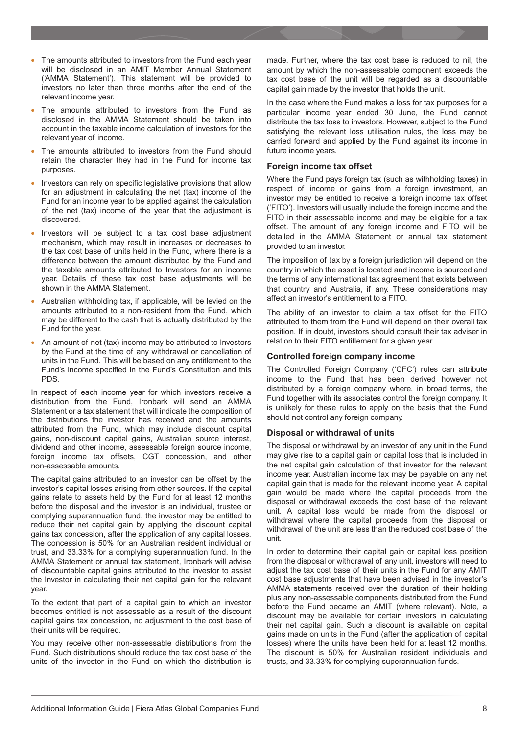- The amounts attributed to investors from the Fund each year will be disclosed in an AMIT Member Annual Statement ('AMMA Statement'). This statement will be provided to investors no later than three months after the end of the relevant income year.
- The amounts attributed to investors from the Fund as disclosed in the AMMA Statement should be taken into account in the taxable income calculation of investors for the relevant year of income.
- The amounts attributed to investors from the Fund should retain the character they had in the Fund for income tax purposes.
- Investors can rely on specific legislative provisions that allow for an adjustment in calculating the net (tax) income of the Fund for an income year to be applied against the calculation of the net (tax) income of the year that the adjustment is discovered.
- Investors will be subject to a tax cost base adjustment mechanism, which may result in increases or decreases to the tax cost base of units held in the Fund, where there is a difference between the amount distributed by the Fund and the taxable amounts attributed to Investors for an income year. Details of these tax cost base adjustments will be shown in the AMMA Statement.
- Australian withholding tax, if applicable, will be levied on the amounts attributed to a non-resident from the Fund, which may be different to the cash that is actually distributed by the Fund for the year.
- An amount of net (tax) income may be attributed to Investors by the Fund at the time of any withdrawal or cancellation of units in the Fund. This will be based on any entitlement to the Fund's income specified in the Fund's Constitution and this PDS.

In respect of each income year for which investors receive a distribution from the Fund, Ironbark will send an AMMA Statement or a tax statement that will indicate the composition of the distributions the investor has received and the amounts attributed from the Fund, which may include discount capital gains, non-discount capital gains, Australian source interest, dividend and other income, assessable foreign source income, foreign income tax offsets, CGT concession, and other non-assessable amounts.

The capital gains attributed to an investor can be offset by the investor's capital losses arising from other sources. If the capital gains relate to assets held by the Fund for at least 12 months before the disposal and the investor is an individual, trustee or complying superannuation fund, the investor may be entitled to reduce their net capital gain by applying the discount capital gains tax concession, after the application of any capital losses. The concession is 50% for an Australian resident individual or trust, and 33.33% for a complying superannuation fund. In the AMMA Statement or annual tax statement, Ironbark will advise of discountable capital gains attributed to the investor to assist the Investor in calculating their net capital gain for the relevant year.

To the extent that part of a capital gain to which an investor becomes entitled is not assessable as a result of the discount capital gains tax concession, no adjustment to the cost base of their units will be required.

You may receive other non-assessable distributions from the Fund. Such distributions should reduce the tax cost base of the units of the investor in the Fund on which the distribution is made. Further, where the tax cost base is reduced to nil, the amount by which the non-assessable component exceeds the tax cost base of the unit will be regarded as a discountable capital gain made by the investor that holds the unit.

In the case where the Fund makes a loss for tax purposes for a particular income year ended 30 June, the Fund cannot distribute the tax loss to investors. However, subject to the Fund satisfying the relevant loss utilisation rules, the loss may be carried forward and applied by the Fund against its income in future income years.

### Foreign income tax offset

Where the Fund pays foreign tax (such as withholding taxes) in respect of income or gains from a foreign investment, an investor may be entitled to receive a foreign income tax offset ('FITO'). Investors will usually include the foreign income and the FITO in their assessable income and may be eligible for a tax offset. The amount of any foreign income and FITO will be detailed in the AMMA Statement or annual tax statement provided to an investor.

The imposition of tax by a foreign jurisdiction will depend on the country in which the asset is located and income is sourced and the terms of any international tax agreement that exists between that country and Australia, if any. These considerations may affect an investor's entitlement to a FITO.

The ability of an investor to claim a tax offset for the FITO attributed to them from the Fund will depend on their overall tax position. If in doubt, investors should consult their tax adviser in relation to their FITO entitlement for a given year.

### Controlled foreign company income

The Controlled Foreign Company ('CFC') rules can attribute income to the Fund that has been derived however not distributed by a foreign company where, in broad terms, the Fund together with its associates control the foreign company. It is unlikely for these rules to apply on the basis that the Fund should not control any foreign company.

### Disposal or withdrawal of units

The disposal or withdrawal by an investor of any unit in the Fund may give rise to a capital gain or capital loss that is included in the net capital gain calculation of that investor for the relevant income year. Australian income tax may be payable on any net capital gain that is made for the relevant income year. A capital gain would be made where the capital proceeds from the disposal or withdrawal exceeds the cost base of the relevant unit. A capital loss would be made from the disposal or withdrawal where the capital proceeds from the disposal or withdrawal of the unit are less than the reduced cost base of the unit.

In order to determine their capital gain or capital loss position from the disposal or withdrawal of any unit, investors will need to adjust the tax cost base of their units in the Fund for any AMIT cost base adjustments that have been advised in the investor's AMMA statements received over the duration of their holding plus any non-assessable components distributed from the Fund before the Fund became an AMIT (where relevant). Note, a discount may be available for certain investors in calculating their net capital gain. Such a discount is available on capital gains made on units in the Fund (after the application of capital losses) where the units have been held for at least 12 months. The discount is 50% for Australian resident individuals and trusts, and 33.33% for complying superannuation funds.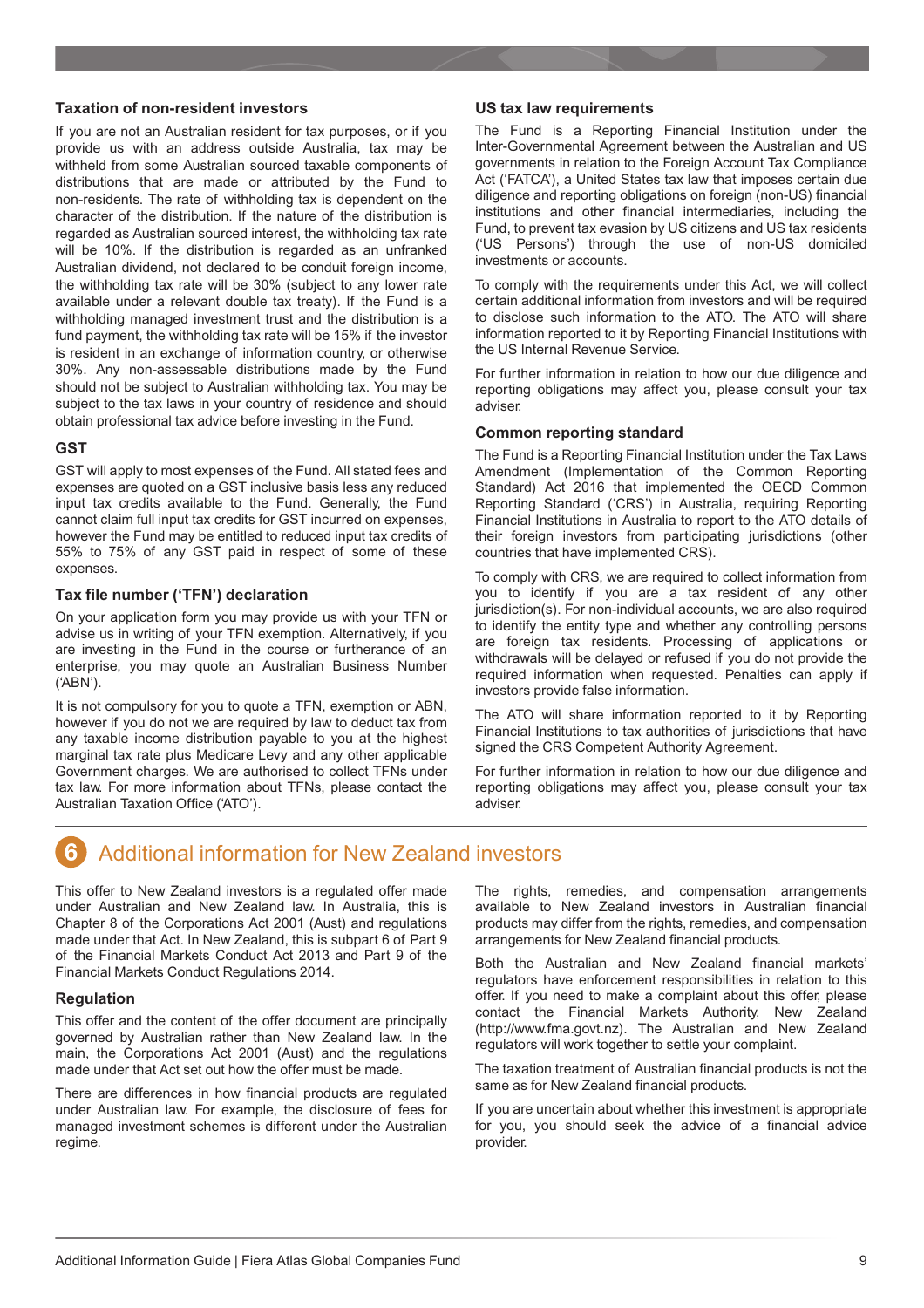### Taxation of non-resident investors

If you are not an Australian resident for tax purposes, or if you provide us with an address outside Australia, tax may be withheld from some Australian sourced taxable components of distributions that are made or attributed by the Fund to non-residents. The rate of withholding tax is dependent on the character of the distribution. If the nature of the distribution is regarded as Australian sourced interest, the withholding tax rate will be 10%. If the distribution is regarded as an unfranked Australian dividend, not declared to be conduit foreign income, the withholding tax rate will be 30% (subject to any lower rate available under a relevant double tax treaty). If the Fund is a withholding managed investment trust and the distribution is a fund payment, the withholding tax rate will be 15% if the investor is resident in an exchange of information country, or otherwise 30%. Any non-assessable distributions made by the Fund should not be subject to Australian withholding tax. You may be subject to the tax laws in your country of residence and should obtain professional tax advice before investing in the Fund.

### GST

GST will apply to most expenses of the Fund. All stated fees and expenses are quoted on a GST inclusive basis less any reduced input tax credits available to the Fund. Generally, the Fund cannot claim full input tax credits for GST incurred on expenses, however the Fund may be entitled to reduced input tax credits of 55% to 75% of any GST paid in respect of some of these expenses.

### Tax file number ('TFN') declaration

On your application form you may provide us with your TFN or advise us in writing of your TFN exemption. Alternatively, if you are investing in the Fund in the course or furtherance of an enterprise, you may quote an Australian Business Number ('ABN').

It is not compulsory for you to quote a TFN, exemption or ABN, however if you do not we are required by law to deduct tax from any taxable income distribution payable to you at the highest marginal tax rate plus Medicare Levy and any other applicable Government charges. We are authorised to collect TFNs under tax law. For more information about TFNs, please contact the Australian Taxation Office ('ATO').

### US tax law requirements

The Fund is a Reporting Financial Institution under the Inter-Governmental Agreement between the Australian and US governments in relation to the Foreign Account Tax Compliance Act ('FATCA'), a United States tax law that imposes certain due diligence and reporting obligations on foreign (non-US) financial institutions and other financial intermediaries, including the Fund, to prevent tax evasion by US citizens and US tax residents ('US Persons') through the use of non-US domiciled investments or accounts.

To comply with the requirements under this Act, we will collect certain additional information from investors and will be required to disclose such information to the ATO. The ATO will share information reported to it by Reporting Financial Institutions with the US Internal Revenue Service.

For further information in relation to how our due diligence and reporting obligations may affect you, please consult your tax adviser.

### Common reporting standard

The Fund is a Reporting Financial Institution under the Tax Laws Amendment (Implementation of the Common Reporting Standard) Act 2016 that implemented the OECD Common Reporting Standard ('CRS') in Australia, requiring Reporting Financial Institutions in Australia to report to the ATO details of their foreign investors from participating jurisdictions (other countries that have implemented CRS).

To comply with CRS, we are required to collect information from you to identify if you are a tax resident of any other jurisdiction(s). For non-individual accounts, we are also required to identify the entity type and whether any controlling persons are foreign tax residents. Processing of applications or withdrawals will be delayed or refused if you do not provide the required information when requested. Penalties can apply if investors provide false information.

The ATO will share information reported to it by Reporting Financial Institutions to tax authorities of jurisdictions that have signed the CRS Competent Authority Agreement.

For further information in relation to how our due diligence and reporting obligations may affect you, please consult your tax adviser.

## 6 Additional information for New Zealand investors

This offer to New Zealand investors is a regulated offer made under Australian and New Zealand law. In Australia, this is Chapter 8 of the Corporations Act 2001 (Aust) and regulations made under that Act. In New Zealand, this is subpart 6 of Part 9 of the Financial Markets Conduct Act 2013 and Part 9 of the Financial Markets Conduct Regulations 2014.

### Regulation

This offer and the content of the offer document are principally governed by Australian rather than New Zealand law. In the main, the Corporations Act 2001 (Aust) and the regulations made under that Act set out how the offer must be made.

There are differences in how financial products are regulated under Australian law. For example, the disclosure of fees for managed investment schemes is different under the Australian regime.

The rights, remedies, and compensation arrangements available to New Zealand investors in Australian financial products may differ from the rights, remedies, and compensation arrangements for New Zealand financial products.

Both the Australian and New Zealand financial markets' regulators have enforcement responsibilities in relation to this offer. If you need to make a complaint about this offer, please contact the Financial Markets Authority, New Zealand (http://www.fma.govt.nz). The Australian and New Zealand regulators will work together to settle your complaint.

The taxation treatment of Australian financial products is not the same as for New Zealand financial products.

If you are uncertain about whether this investment is appropriate for you, you should seek the advice of a financial advice provider.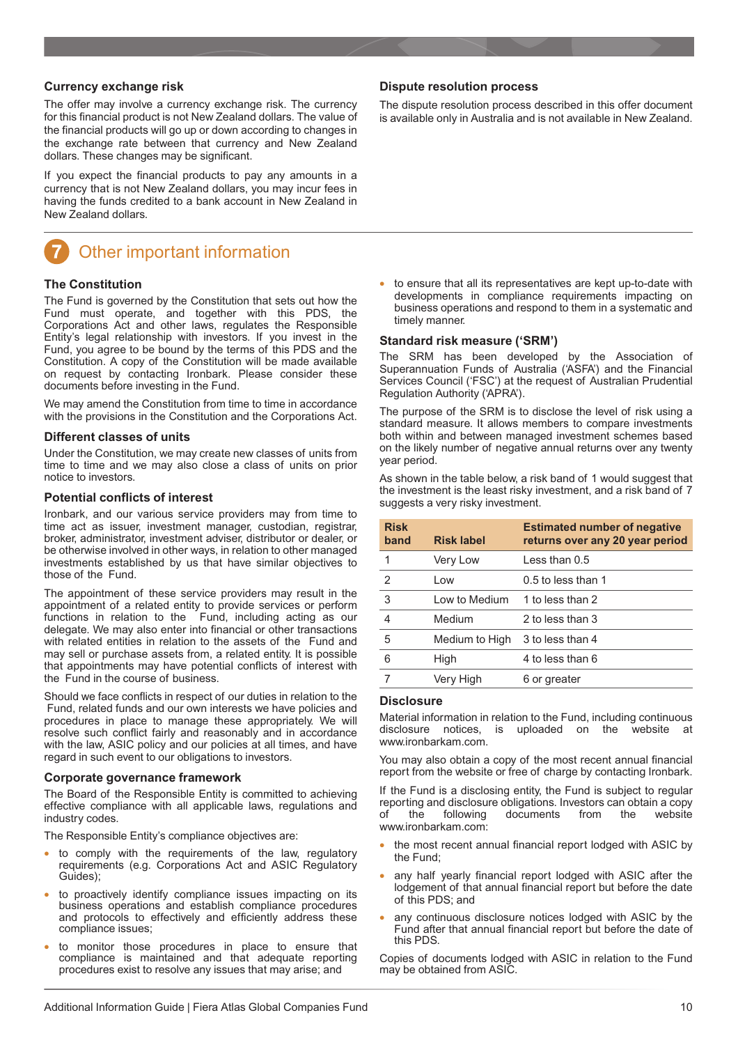### Currency exchange risk

The offer may involve a currency exchange risk. The currency for this financial product is not New Zealand dollars. The value of the financial products will go up or down according to changes in the exchange rate between that currency and New Zealand dollars. These changes may be significant.

If you expect the financial products to pay any amounts in a currency that is not New Zealand dollars, you may incur fees in having the funds credited to a bank account in New Zealand in New Zealand dollars.

### Dispute resolution process

The dispute resolution process described in this offer document is available only in Australia and is not available in New Zealand.

## 7 Other important information

### The Constitution

The Fund is governed by the Constitution that sets out how the Fund must operate, and together with this PDS, the Corporations Act and other laws, regulates the Responsible Entity's legal relationship with investors. If you invest in the Fund, you agree to be bound by the terms of this PDS and the Constitution. A copy of the Constitution will be made available on request by contacting Ironbark. Please consider these documents before investing in the Fund.

We may amend the Constitution from time to time in accordance with the provisions in the Constitution and the Corporations Act.

### Different classes of units

Under the Constitution, we may create new classes of units from time to time and we may also close a class of units on prior notice to investors.

### Potential conflicts of interest

Ironbark, and our various service providers may from time to time act as issuer, investment manager, custodian, registrar, broker, administrator, investment adviser, distributor or dealer, or be otherwise involved in other ways, in relation to other managed investments established by us that have similar objectives to those of the Fund.

The appointment of these service providers may result in the appointment of a related entity to provide services or perform functions in relation to the Fund, including acting as our delegate. We may also enter into financial or other transactions with related entities in relation to the assets of the Fund and may sell or purchase assets from, a related entity. It is possible that appointments may have potential conflicts of interest with the Fund in the course of business.

Should we face conflicts in respect of our duties in relation to the Fund, related funds and our own interests we have policies and procedures in place to manage these appropriately. We will resolve such conflict fairly and reasonably and in accordance with the law, ASIC policy and our policies at all times, and have regard in such event to our obligations to investors.

### Corporate governance framework

The Board of the Responsible Entity is committed to achieving effective compliance with all applicable laws, regulations and industry codes.

The Responsible Entity's compliance objectives are:

- to comply with the requirements of the law, regulatory requirements (e.g. Corporations Act and ASIC Regulatory Guides);
- to proactively identify compliance issues impacting on its business operations and establish compliance procedures and protocols to effectively and efficiently address these compliance issues;
- to monitor those procedures in place to ensure that compliance is maintained and that adequate reporting procedures exist to resolve any issues that may arise; and
- to ensure that all its representatives are kept up-to-date with developments in compliance requirements impacting on business operations and respond to them in a systematic and timely manner.

### Standard risk measure ('SRM')

The SRM has been developed by the Association of Superannuation Funds of Australia ('ASFA') and the Financial Services Council ('FSC') at the request of Australian Prudential Regulation Authority ('APRA').

The purpose of the SRM is to disclose the level of risk using a standard measure. It allows members to compare investments both within and between managed investment schemes based on the likely number of negative annual returns over any twenty year period.

As shown in the table below, a risk band of 1 would suggest that the investment is the least risky investment, and a risk band of 7 suggests a very risky investment.

| Risk band | Risk label | Estimated number of negative returns over any 20 year period |
|---|---|---|
| 1 | Very Low | Less than 0.5 |
| 2 | Low | 0.5 to less than 1 |
| 3 | Low to Medium | 1 to less than 2 |
| 4 | Medium | 2 to less than 3 |
| 5 | Medium to High | 3 to less than 4 |
| 6 | High | 4 to less than 6 |
| 7 | Very High | 6 or greater |

### Disclosure

Material information in relation to the Fund, including continuous disclosure notices, is uploaded on the website at www.ironbarkam.com.

You may also obtain a copy of the most recent annual financial report from the website or free of charge by contacting Ironbark.

If the Fund is a disclosing entity, the Fund is subject to regular reporting and disclosure obligations. Investors can obtain a copy of the following documents from the website www.ironbarkam.com:

- the most recent annual financial report lodged with ASIC by the Fund;
- any half yearly financial report lodged with ASIC after the lodgement of that annual financial report but before the date of this PDS; and
- any continuous disclosure notices lodged with ASIC by the Fund after that annual financial report but before the date of this PDS.

Copies of documents lodged with ASIC in relation to the Fund may be obtained from ASIC.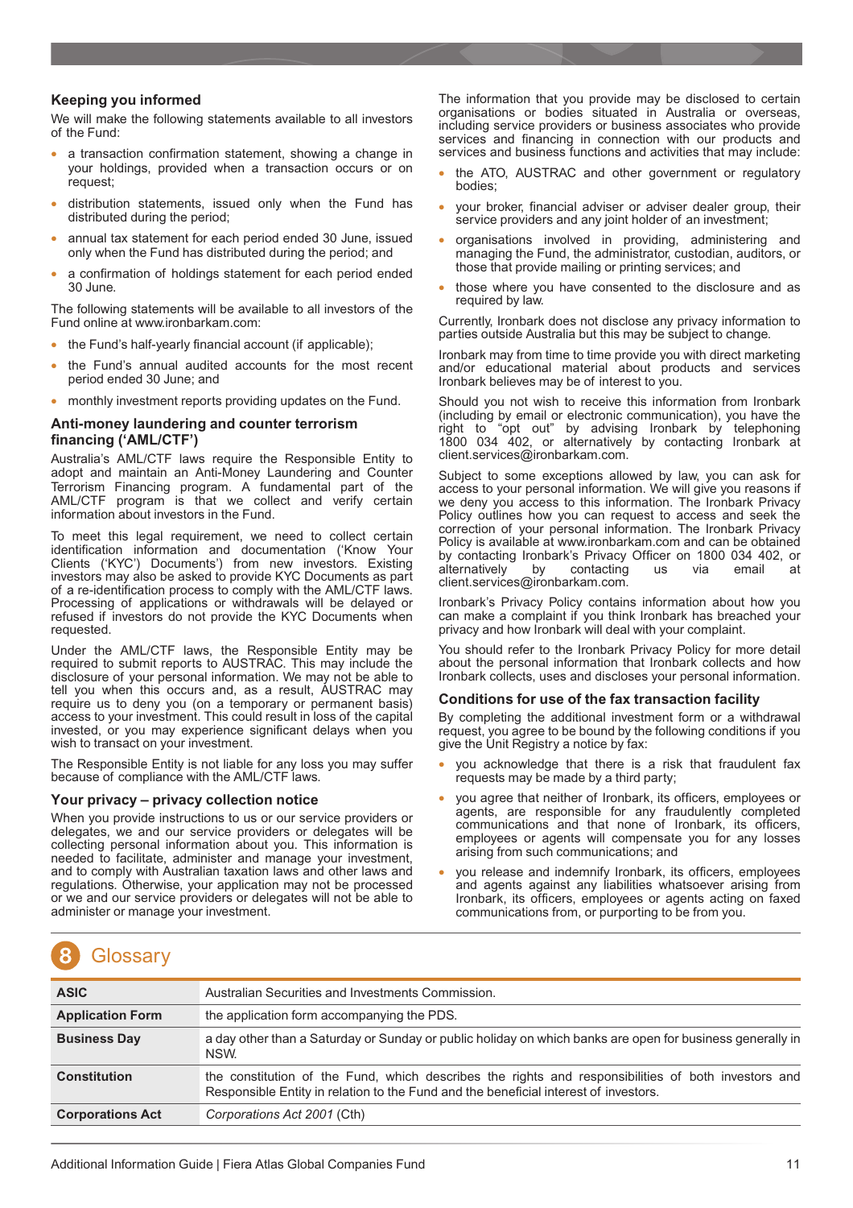### Keeping you informed

We will make the following statements available to all investors of the Fund:

- a transaction confirmation statement, showing a change in your holdings, provided when a transaction occurs or on request;
- distribution statements, issued only when the Fund has distributed during the period;
- annual tax statement for each period ended 30 June, issued only when the Fund has distributed during the period; and
- a confirmation of holdings statement for each period ended 30 June.

The following statements will be available to all investors of the Fund online at www.ironbarkam.com:

- the Fund's half-yearly financial account (if applicable);
- the Fund's annual audited accounts for the most recent period ended 30 June; and
- monthly investment reports providing updates on the Fund.

### Anti-money laundering and counter terrorism financing ('AML/CTF')

Australia's AML/CTF laws require the Responsible Entity to adopt and maintain an Anti-Money Laundering and Counter Terrorism Financing program. A fundamental part of the AML/CTF program is that we collect and verify certain information about investors in the Fund.

To meet this legal requirement, we need to collect certain identification information and documentation ('Know Your Clients ('KYC') Documents') from new investors. Existing investors may also be asked to provide KYC Documents as part of a re-identification process to comply with the AML/CTF laws. Processing of applications or withdrawals will be delayed or refused if investors do not provide the KYC Documents when requested.

Under the AML/CTF laws, the Responsible Entity may be required to submit reports to AUSTRAC. This may include the disclosure of your personal information. We may not be able to tell you when this occurs and, as a result, AUSTRAC may require us to deny you (on a temporary or permanent basis) access to your investment. This could result in loss of the capital invested, or you may experience significant delays when you wish to transact on your investment.

The Responsible Entity is not liable for any loss you may suffer because of compliance with the AML/CTF laws.

### Your privacy – privacy collection notice

When you provide instructions to us or our service providers or delegates, we and our service providers or delegates will be collecting personal information about you. This information is needed to facilitate, administer and manage your investment, and to comply with Australian taxation laws and other laws and regulations. Otherwise, your application may not be processed or we and our service providers or delegates will not be able to administer or manage your investment.

The information that you provide may be disclosed to certain organisations or bodies situated in Australia or overseas, including service providers or business associates who provide services and financing in connection with our products and services and business functions and activities that may include:

- the ATO, AUSTRAC and other government or regulatory bodies;
- your broker, financial adviser or adviser dealer group, their service providers and any joint holder of an investment;
- organisations involved in providing, administering and managing the Fund, the administrator, custodian, auditors, or those that provide mailing or printing services; and
- those where you have consented to the disclosure and as required by law.

Currently, Ironbark does not disclose any privacy information to parties outside Australia but this may be subject to change.

Ironbark may from time to time provide you with direct marketing and/or educational material about products and services Ironbark believes may be of interest to you.

Should you not wish to receive this information from Ironbark (including by email or electronic communication), you have the right to "opt out" by advising Ironbark by telephoning 1800 034 402, or alternatively by contacting Ironbark at client.services@ironbarkam.com.

Subject to some exceptions allowed by law, you can ask for access to your personal information. We will give you reasons if we deny you access to this information. The Ironbark Privacy Policy outlines how you can request to access and seek the correction of your personal information. The Ironbark Privacy Policy is available at www.ironbarkam.com and can be obtained by contacting Ironbark's Privacy Officer on 1800 034 402, or alternatively by contacting us via email at client.services@ironbarkam.com.

Ironbark's Privacy Policy contains information about how you can make a complaint if you think Ironbark has breached your privacy and how Ironbark will deal with your complaint.

You should refer to the Ironbark Privacy Policy for more detail about the personal information that Ironbark collects and how Ironbark collects, uses and discloses your personal information.

### Conditions for use of the fax transaction facility

By completing the additional investment form or a withdrawal request, you agree to be bound by the following conditions if you give the Unit Registry a notice by fax:

- you acknowledge that there is a risk that fraudulent fax requests may be made by a third party;
- you agree that neither of Ironbark, its officers, employees or agents, are responsible for any fraudulently completed communications and that none of Ironbark, its officers, employees or agents will compensate you for any losses arising from such communications; and
- you release and indemnify Ironbark, its officers, employees and agents against any liabilities whatsoever arising from Ironbark, its officers, employees or agents acting on faxed communications from, or purporting to be from you.

## 8 Glossary

| | |
|---|---|
| **ASIC** | Australian Securities and Investments Commission. |
| **Application Form** | the application form accompanying the PDS. |
| **Business Day** | a day other than a Saturday or Sunday or public holiday on which banks are open for business generally in NSW. |
| **Constitution** | the constitution of the Fund, which describes the rights and responsibilities of both investors and Responsible Entity in relation to the Fund and the beneficial interest of investors. |
| **Corporations Act** | *Corporations Act 2001* (Cth) |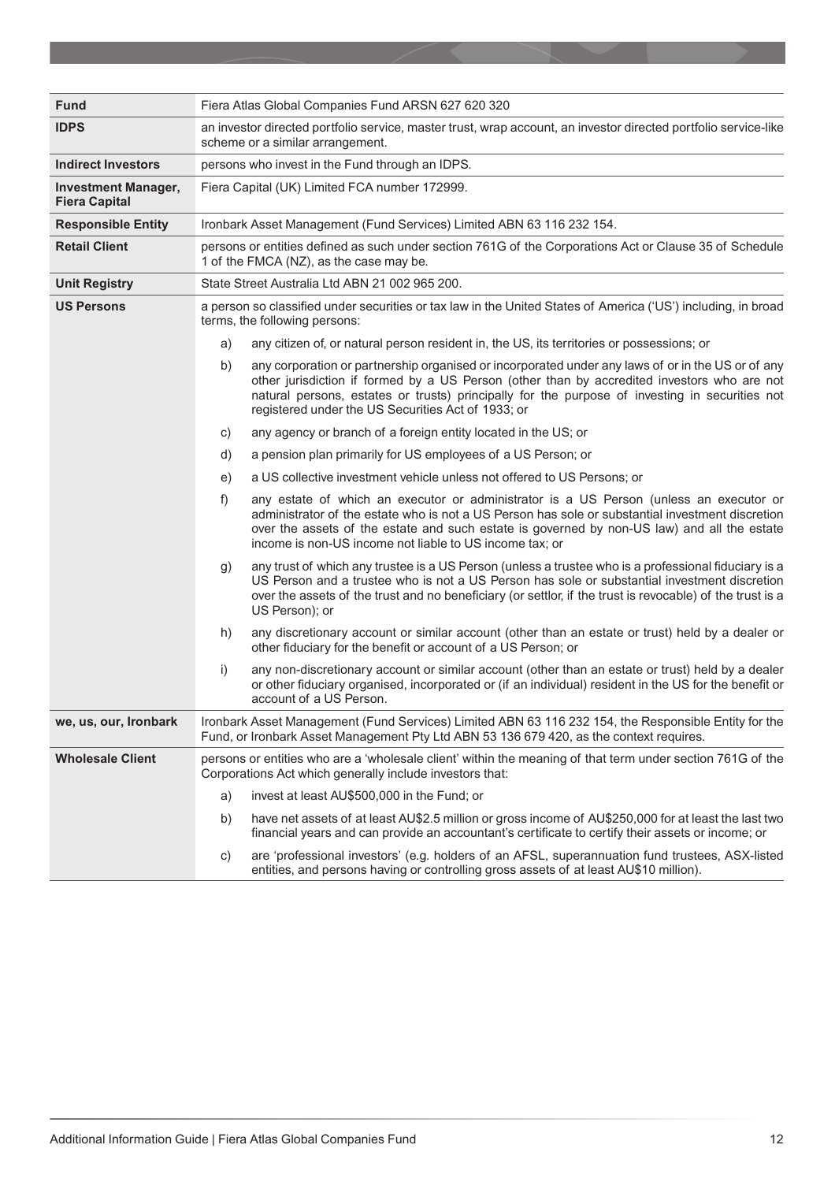| | |
|---|---|
| **Fund** | Fiera Atlas Global Companies Fund ARSN 627 620 320 |
| **IDPS** | an investor directed portfolio service, master trust, wrap account, an investor directed portfolio service-like scheme or a similar arrangement. |
| **Indirect Investors** | persons who invest in the Fund through an IDPS. |
| **Investment Manager, Fiera Capital** | Fiera Capital (UK) Limited FCA number 172999. |
| **Responsible Entity** | Ironbark Asset Management (Fund Services) Limited ABN 63 116 232 154. |
| **Retail Client** | persons or entities defined as such under section 761G of the Corporations Act or Clause 35 of Schedule 1 of the FMCA (NZ), as the case may be. |
| **Unit Registry** | State Street Australia Ltd ABN 21 002 965 200. |
| **US Persons** | a person so classified under securities or tax law in the United States of America ('US') including, in broad terms, the following persons:<br>a) any citizen of, or natural person resident in, the US, its territories or possessions; or<br>b) any corporation or partnership organised or incorporated under any laws of or in the US or of any other jurisdiction if formed by a US Person (other than by accredited investors who are not natural persons, estates or trusts) principally for the purpose of investing in securities not registered under the US Securities Act of 1933; or<br>c) any agency or branch of a foreign entity located in the US; or<br>d) a pension plan primarily for US employees of a US Person; or<br>e) a US collective investment vehicle unless not offered to US Persons; or<br>f) any estate of which an executor or administrator is a US Person (unless an executor or administrator of the estate who is not a US Person has sole or substantial investment discretion over the assets of the estate and such estate is governed by non-US law) and all the estate income is non-US income not liable to US income tax; or<br>g) any trust of which any trustee is a US Person (unless a trustee who is a professional fiduciary is a US Person and a trustee who is not a US Person has sole or substantial investment discretion over the assets of the trust and no beneficiary (or settlor, if the trust is revocable) of the trust is a US Person); or<br>h) any discretionary account or similar account (other than an estate or trust) held by a dealer or other fiduciary for the benefit or account of a US Person; or<br>i) any non-discretionary account or similar account (other than an estate or trust) held by a dealer or other fiduciary organised, incorporated or (if an individual) resident in the US for the benefit or account of a US Person. |
| **we, us, our, Ironbark** | Ironbark Asset Management (Fund Services) Limited ABN 63 116 232 154, the Responsible Entity for the Fund, or Ironbark Asset Management Pty Ltd ABN 53 136 679 420, as the context requires. |
| **Wholesale Client** | persons or entities who are a 'wholesale client' within the meaning of that term under section 761G of the Corporations Act which generally include investors that:<br>a) invest at least AU$500,000 in the Fund; or<br>b) have net assets of at least AU$2.5 million or gross income of AU$250,000 for at least the last two financial years and can provide an accountant's certificate to certify their assets or income; or<br>c) are 'professional investors' (e.g. holders of an AFSL, superannuation fund trustees, ASX-listed entities, and persons having or controlling gross assets of at least AU$10 million). |